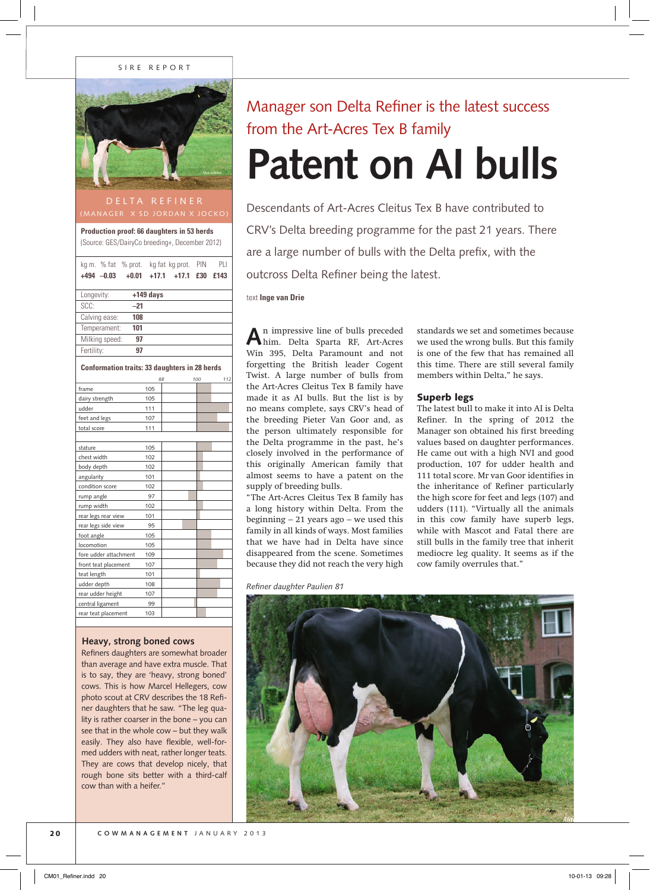SIRE REPORT

# Manager son Delta Refiner is the latest success from the Art-Acres Tex B family

# Patent on AI bulls

Descendants of Art-Acres Cleitus Tex B have contributed to CRV's Delta breeding programme for the past 21 years. There are a large number of bulls with the Delta prefix, with the outcross Delta Refiner being the latest.

text **Inge van Drie**

An impressive line of bulls preceded him. Delta Sparta RF, Art-Acres Win 395, Delta Paramount and not forgetting the British leader Cogent Twist. A large number of bulls from the Art-Acres Cleitus Tex B family have made it as AI bulls. But the list is by no means complete, says CRV's head of the breeding Pieter Van Goor and, as the person ultimately responsible for the Delta programme in the past, he's closely involved in the performance of this originally American family that almost seems to have a patent on the supply of breeding bulls.

"The Art-Acres Cleitus Tex B family has a long history within Delta. From the beginning – 21 years ago – we used this family in all kinds of ways. Most families that we have had in Delta have since disappeared from the scene. Sometimes because they did not reach the very high standards we set and sometimes because we used the wrong bulls. But this family is one of the few that has remained all this time. There are still several family members within Delta," he says.

## Superb legs

The latest bull to make it into AI is Delta Refiner. In the spring of 2012 the Manager son obtained his first breeding values based on daughter performances. He came out with a high NVI and good production, 107 for udder health and 111 total score. Mr van Goor identifies in the inheritance of Refiner particularly the high score for feet and legs (107) and udders (111). "Virtually all the animals in this cow family have superb legs, while with Mascot and Fatal there are still bulls in the family tree that inherit mediocre leg quality. It seems as if the cow family overrules that."

*Refiner daughter Paulien 81*

## DELTA REFINER
(MANAGER X SD JORDAN X JOCKO)

**Production proof: 66 daughters in 53 herds**
(Source: GES/DairyCo breeding+, December 2012)

| kg m. | % fat | % prot. | kg fat | kg prot. | PIN | PLI |
|---|---|---|---|---|---|---|
| **+494** | **–0.03** | **+0.01** | **+17.1** | **+17.1** | **£30** | **£143** |

| | |
|---|---|
| Longevity: | **+149 days** |
| SCC: | **–21** |
| Calving ease: | **108** |
| Temperament: | **101** |
| Milking speed: | **97** |
| Fertility: | **97** |

**Conformation traits: 33 daughters in 28 herds**

| Trait | Score |
|---|---|
| frame | 105 |
| dairy strength | 105 |
| udder | 111 |
| feet and legs | 107 |
| total score | 111 |
| stature | 105 |
| chest width | 102 |
| body depth | 102 |
| angularity | 101 |
| condition score | 102 |
| rump angle | 97 |
| rump width | 102 |
| rear legs rear view | 101 |
| rear legs side view | 95 |
| foot angle | 105 |
| locomotion | 105 |
| fore udder attachment | 109 |
| front teat placement | 107 |
| teat length | 101 |
| udder depth | 108 |
| rear udder height | 107 |
| central ligament | 99 |
| rear teat placement | 103 |

### Heavy, strong boned cows

Refiners daughters are somewhat broader than average and have extra muscle. That is to say, they are 'heavy, strong boned' cows. This is how Marcel Hellegers, cow photo scout at CRV describes the 18 Refiner daughters that he saw. "The leg quality is rather coarser in the bone – you can see that in the whole cow – but they walk easily. They also have flexible, well-formed udders with neat, rather longer teats. They are cows that develop nicely, that rough bone sits better with a third-calf cow than with a heifer."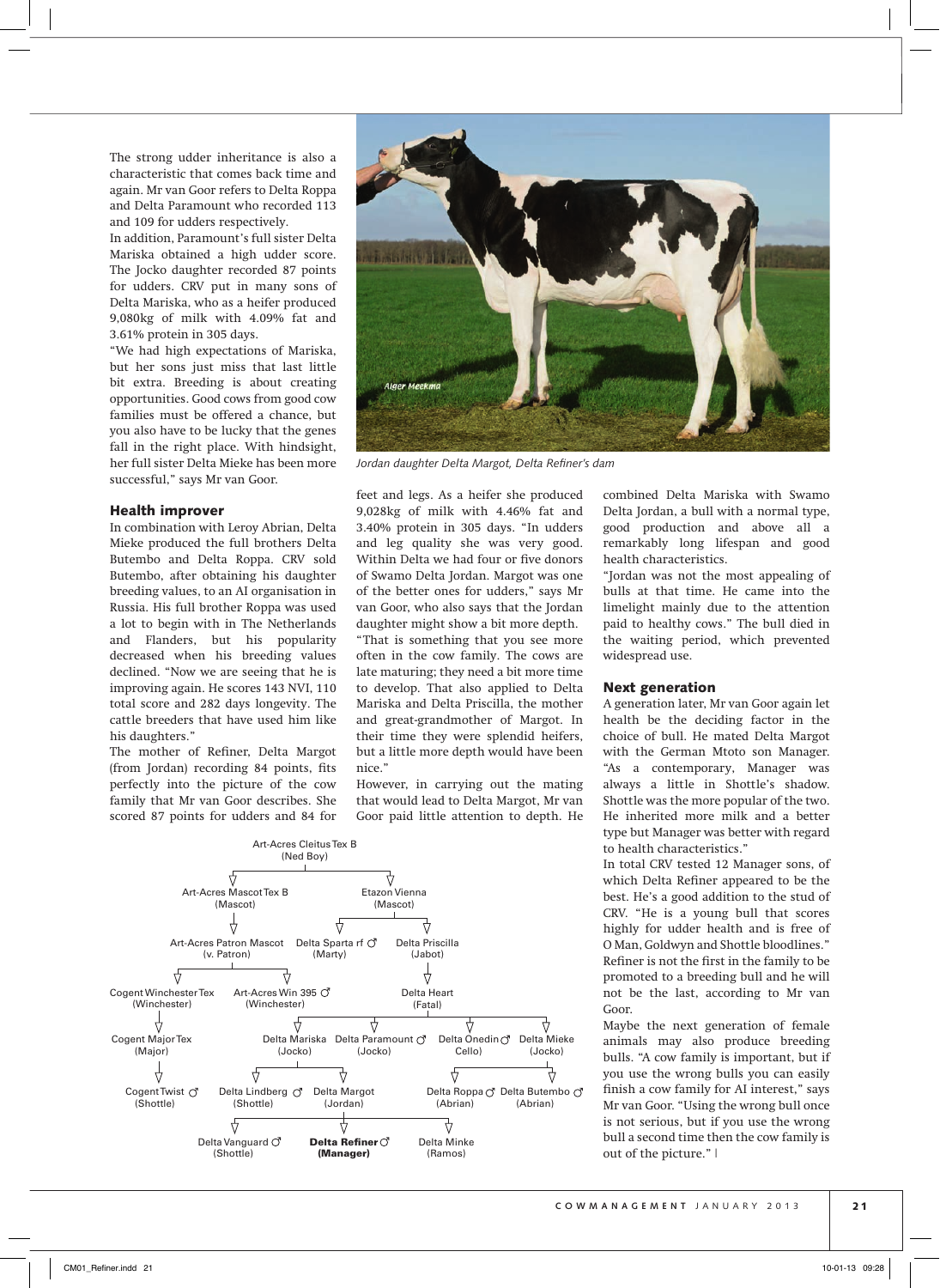The strong udder inheritance is also a characteristic that comes back time and again. Mr van Goor refers to Delta Roppa and Delta Paramount who recorded 113 and 109 for udders respectively.

In addition, Paramount's full sister Delta Mariska obtained a high udder score. The Jocko daughter recorded 87 points for udders. CRV put in many sons of Delta Mariska, who as a heifer produced 9,080kg of milk with 4.09% fat and 3.61% protein in 305 days.

"We had high expectations of Mariska, but her sons just miss that last little bit extra. Breeding is about creating opportunities. Good cows from good cow families must be offered a chance, but you also have to be lucky that the genes fall in the right place. With hindsight, her full sister Delta Mieke has been more successful," says Mr van Goor.

## Health improver

In combination with Leroy Abrian, Delta Mieke produced the full brothers Delta Butembo and Delta Roppa. CRV sold Butembo, after obtaining his daughter breeding values, to an AI organisation in Russia. His full brother Roppa was used a lot to begin with in The Netherlands and Flanders, but his popularity decreased when his breeding values declined. "Now we are seeing that he is improving again. He scores 143 NVI, 110 total score and 282 days longevity. The cattle breeders that have used him like his daughters."

The mother of Refiner, Delta Margot (from Jordan) recording 84 points, fits perfectly into the picture of the cow family that Mr van Goor describes. She scored 87 points for udders and 84 for feet and legs. As a heifer she produced 9,028kg of milk with 4.46% fat and 3.40% protein in 305 days. "In udders and leg quality she was very good. Within Delta we had four or five donors of Swamo Delta Jordan. Margot was one of the better ones for udders," says Mr van Goor, who also says that the Jordan daughter might show a bit more depth.

"That is something that you see more often in the cow family. The cows are late maturing; they need a bit more time to develop. That also applied to Delta Mariska and Delta Priscilla, the mother and great-grandmother of Margot. In their time they were splendid heifers, but a little more depth would have been nice."

However, in carrying out the mating that would lead to Delta Margot, Mr van Goor paid little attention to depth. He combined Delta Mariska with Swamo Delta Jordan, a bull with a normal type, good production and above all a remarkably long lifespan and good health characteristics.

"Jordan was not the most appealing of bulls at that time. He came into the limelight mainly due to the attention paid to healthy cows." The bull died in the waiting period, which prevented widespread use.

*Jordan daughter Delta Margot, Delta Refiner's dam*

## Next generation

A generation later, Mr van Goor again let health be the deciding factor in the choice of bull. He mated Delta Margot with the German Mtoto son Manager. "As a contemporary, Manager was always a little in Shottle's shadow. Shottle was the more popular of the two. He inherited more milk and a better type but Manager was better with regard to health characteristics."

In total CRV tested 12 Manager sons, of which Delta Refiner appeared to be the best. He's a good addition to the stud of CRV. "He is a young bull that scores highly for udder health and is free of O Man, Goldwyn and Shottle bloodlines." Refiner is not the first in the family to be promoted to a breeding bull and he will not be the last, according to Mr van Goor.

Maybe the next generation of female animals may also produce breeding bulls. "A cow family is important, but if you use the wrong bulls you can easily finish a cow family for AI interest," says Mr van Goor. "Using the wrong bull once is not serious, but if you use the wrong bull a second time then the cow family is out of the picture."

Art-Acres Cleitus Tex B (Ned Boy)
Art-Acres Mascot Tex B (Mascot)
Etazon Vienna (Mascot)
Art-Acres Patron Mascot (v. Patron)
Delta Sparta rf ♂ (Marty)
Delta Priscilla (Jabot)
Cogent Winchester Tex (Winchester)
Art-Acres Win 395 ♂ (Winchester)
Delta Heart (Fatal)
Cogent Major Tex (Major)
Delta Mariska (Jocko)
Delta Paramount ♂ (Jocko)
Delta Onedin ♂ Cello)
Delta Mieke (Jocko)
Cogent Twist ♂ (Shottle)
Delta Lindberg ♂ (Shottle)
Delta Margot (Jordan)
Delta Roppa ♂ (Abrian)
Delta Butembo ♂ (Abrian)
Delta Vanguard ♂ (Shottle)
**Delta Refiner ♂ (Manager)**
Delta Minke (Ramos)